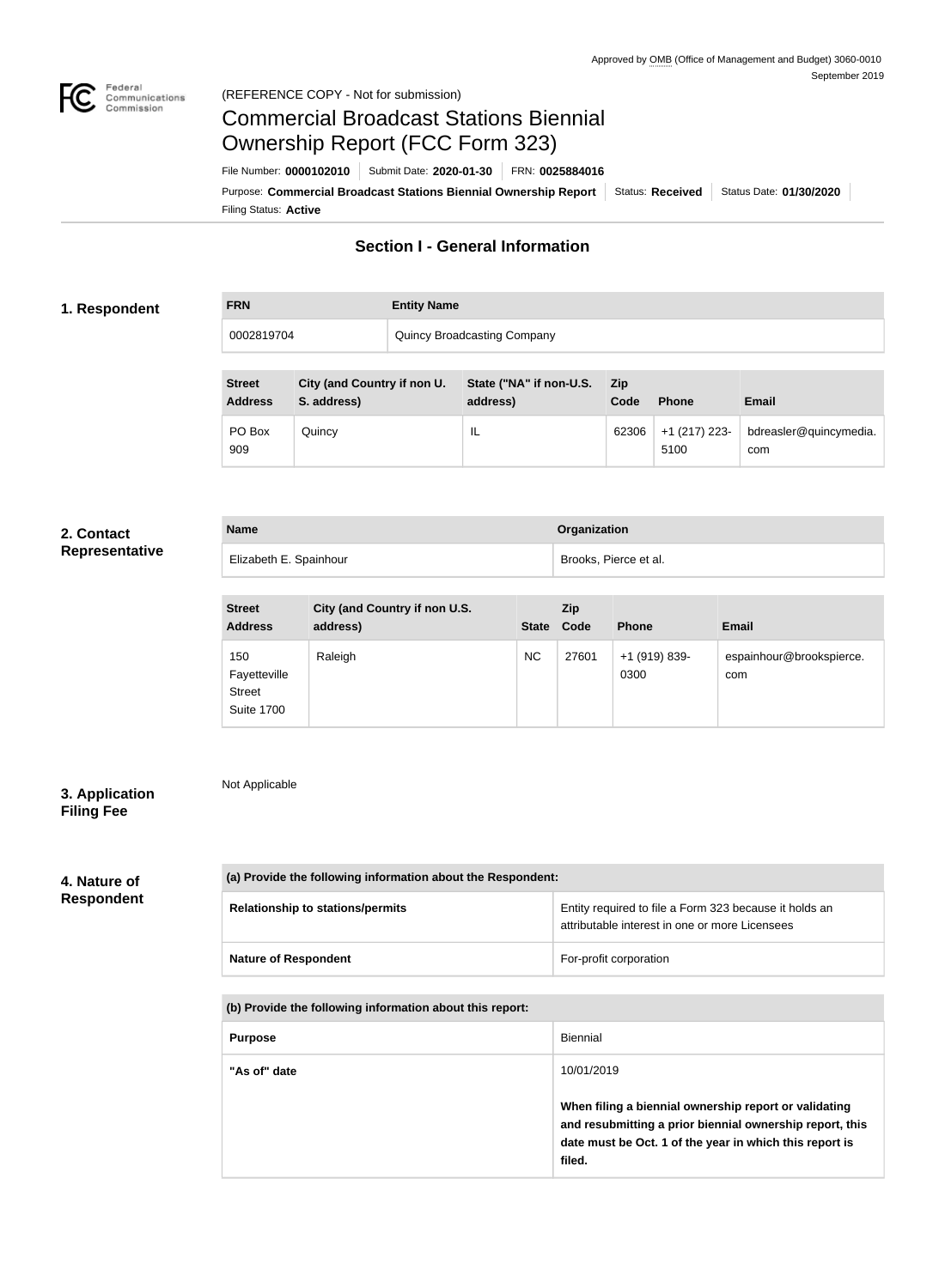Approved by OMB (Office of Management and Budget) 3060-0010
September 2019

(REFERENCE COPY - Not for submission)

# Commercial Broadcast Stations Biennial Ownership Report (FCC Form 323)

File Number: **0000102010** | Submit Date: **2020-01-30** | FRN: **0025884016**

Purpose: **Commercial Broadcast Stations Biennial Ownership Report** | Status: **Received** | Status Date: **01/30/2020**

Filing Status: **Active**

## Section I - General Information

### 1. Respondent

| FRN | Entity Name |
|---|---|
| 0002819704 | Quincy Broadcasting Company |

| Street Address | City (and Country if non U. S. address) | State ("NA" if non-U.S. address) | Zip Code | Phone | Email |
|---|---|---|---|---|---|
| PO Box 909 | Quincy | IL | 62306 | +1 (217) 223-5100 | bdreasler@quincymedia.com |

### 2. Contact Representative

| Name | Organization |
|---|---|
| Elizabeth E. Spainhour | Brooks, Pierce et al. |

| Street Address | City (and Country if non U.S. address) | State | Zip Code | Phone | Email |
|---|---|---|---|---|---|
| 150 Fayetteville Street Suite 1700 | Raleigh | NC | 27601 | +1 (919) 839-0300 | espainhour@brookspierce.com |

### 3. Application Filing Fee

Not Applicable

### 4. Nature of Respondent

| (a) Provide the following information about the Respondent: | |
|---|---|
| Relationship to stations/permits | Entity required to file a Form 323 because it holds an attributable interest in one or more Licensees |
| Nature of Respondent | For-profit corporation |

| (b) Provide the following information about this report: | |
|---|---|
| Purpose | Biennial |
| "As of" date | 10/01/2019<br><br>**When filing a biennial ownership report or validating and resubmitting a prior biennial ownership report, this date must be Oct. 1 of the year in which this report is filed.** |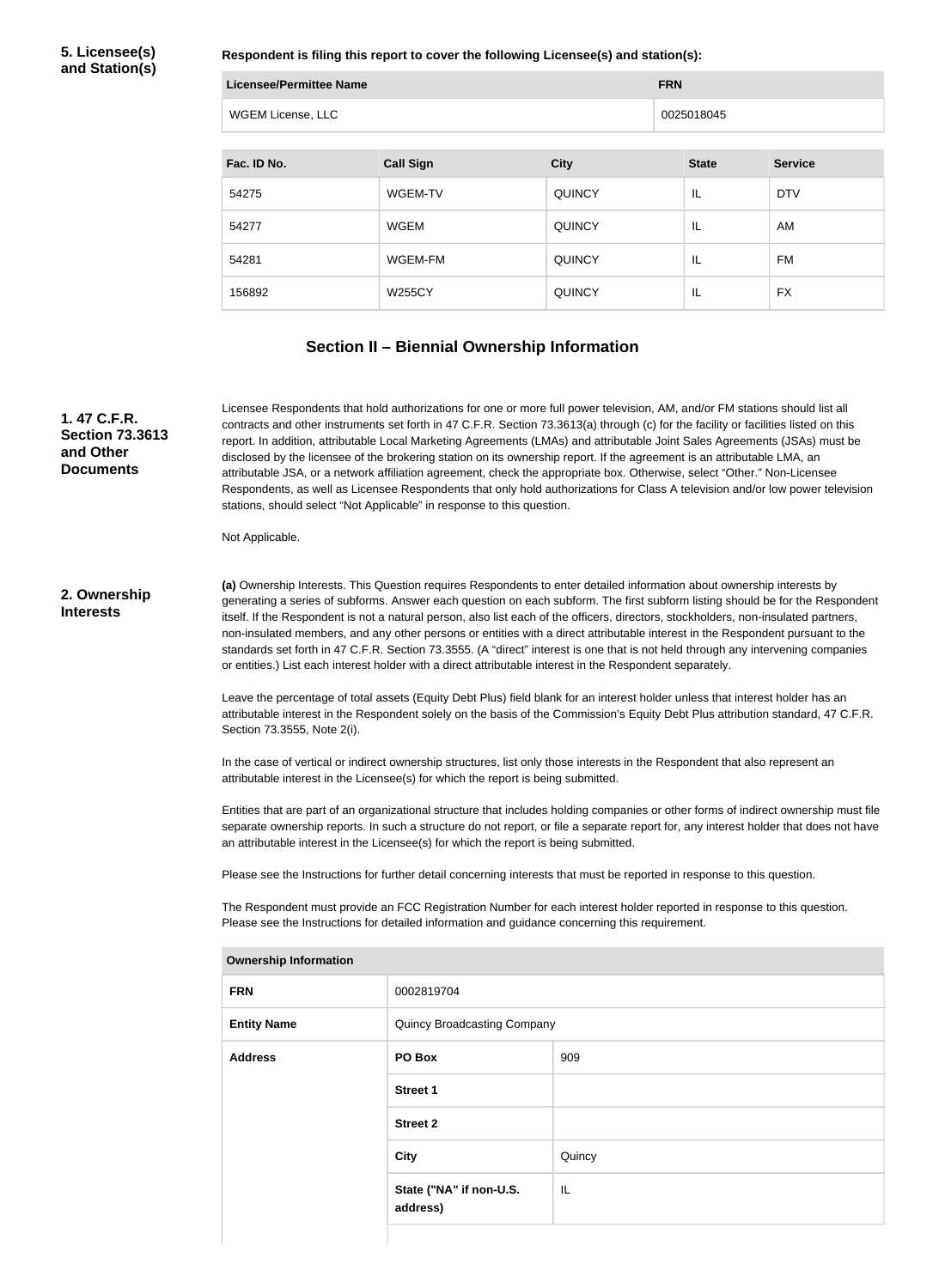**5. Licensee(s) and Station(s)**

**Respondent is filing this report to cover the following Licensee(s) and station(s):**

| Licensee/Permittee Name | FRN |
| --- | --- |
| WGEM License, LLC | 0025018045 |

| Fac. ID No. | Call Sign | City | State | Service |
| --- | --- | --- | --- | --- |
| 54275 | WGEM-TV | QUINCY | IL | DTV |
| 54277 | WGEM | QUINCY | IL | AM |
| 54281 | WGEM-FM | QUINCY | IL | FM |
| 156892 | W255CY | QUINCY | IL | FX |

## Section II – Biennial Ownership Information

**1. 47 C.F.R. Section 73.3613 and Other Documents**

Licensee Respondents that hold authorizations for one or more full power television, AM, and/or FM stations should list all contracts and other instruments set forth in 47 C.F.R. Section 73.3613(a) through (c) for the facility or facilities listed on this report. In addition, attributable Local Marketing Agreements (LMAs) and attributable Joint Sales Agreements (JSAs) must be disclosed by the licensee of the brokering station on its ownership report. If the agreement is an attributable LMA, an attributable JSA, or a network affiliation agreement, check the appropriate box. Otherwise, select "Other." Non-Licensee Respondents, as well as Licensee Respondents that only hold authorizations for Class A television and/or low power television stations, should select "Not Applicable" in response to this question.

Not Applicable.

**2. Ownership Interests**

**(a)** Ownership Interests. This Question requires Respondents to enter detailed information about ownership interests by generating a series of subforms. Answer each question on each subform. The first subform listing should be for the Respondent itself. If the Respondent is not a natural person, also list each of the officers, directors, stockholders, non-insulated partners, non-insulated members, and any other persons or entities with a direct attributable interest in the Respondent pursuant to the standards set forth in 47 C.F.R. Section 73.3555. (A "direct" interest is one that is not held through any intervening companies or entities.) List each interest holder with a direct attributable interest in the Respondent separately.

Leave the percentage of total assets (Equity Debt Plus) field blank for an interest holder unless that interest holder has an attributable interest in the Respondent solely on the basis of the Commission's Equity Debt Plus attribution standard, 47 C.F.R. Section 73.3555, Note 2(i).

In the case of vertical or indirect ownership structures, list only those interests in the Respondent that also represent an attributable interest in the Licensee(s) for which the report is being submitted.

Entities that are part of an organizational structure that includes holding companies or other forms of indirect ownership must file separate ownership reports. In such a structure do not report, or file a separate report for, any interest holder that does not have an attributable interest in the Licensee(s) for which the report is being submitted.

Please see the Instructions for further detail concerning interests that must be reported in response to this question.

The Respondent must provide an FCC Registration Number for each interest holder reported in response to this question. Please see the Instructions for detailed information and guidance concerning this requirement.

| Ownership Information | | |
| --- | --- | --- |
| FRN | 0002819704 | |
| Entity Name | Quincy Broadcasting Company | |
| Address | PO Box | 909 |
| | Street 1 | |
| | Street 2 | |
| | City | Quincy |
| | State ("NA" if non-U.S. address) | IL |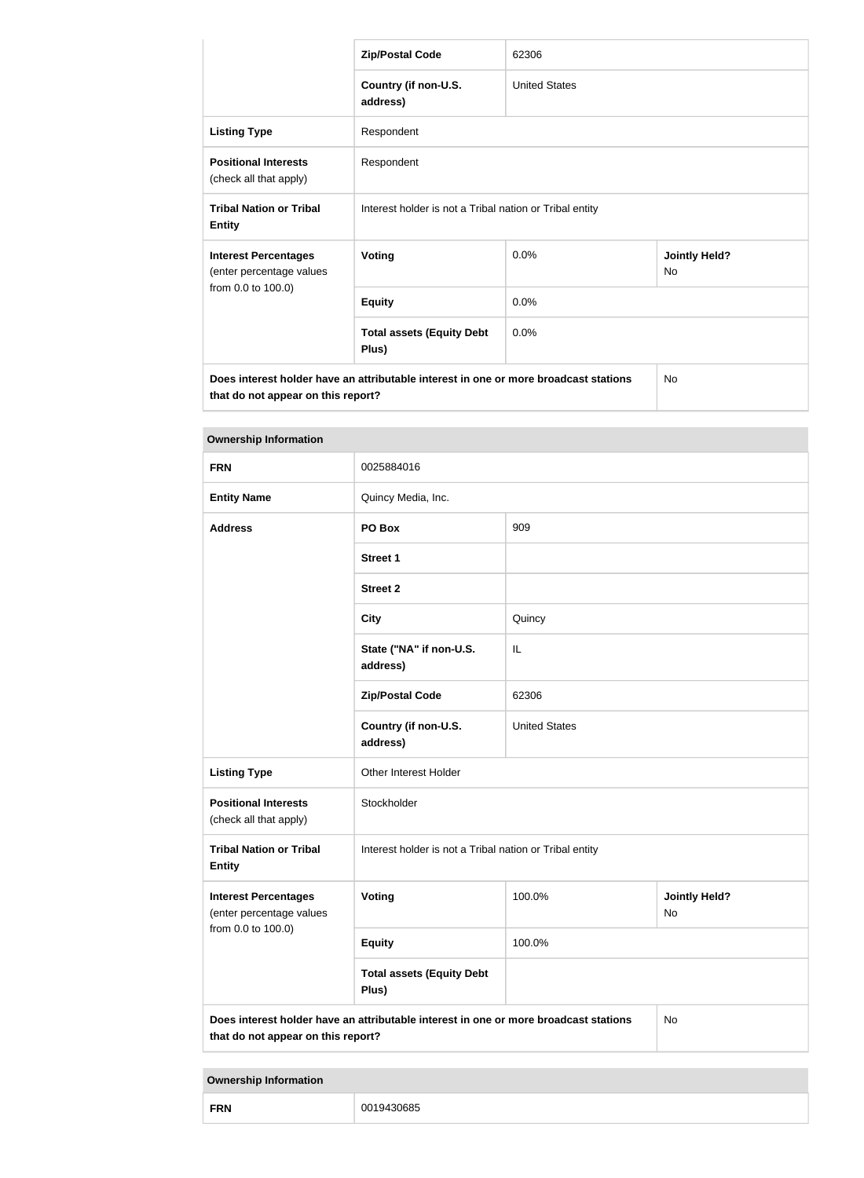| | | | |
|---|---|---|---|
| | **Zip/Postal Code** | 62306 | |
| | **Country (if non-U.S. address)** | United States | |
| **Listing Type** | Respondent | | |
| **Positional Interests** (check all that apply) | Respondent | | |
| **Tribal Nation or Tribal Entity** | Interest holder is not a Tribal nation or Tribal entity | | |
| **Interest Percentages** (enter percentage values from 0.0 to 100.0) | **Voting** | 0.0% | **Jointly Held?** No |
| | **Equity** | 0.0% | |
| | **Total assets (Equity Debt Plus)** | 0.0% | |
| **Does interest holder have an attributable interest in one or more broadcast stations that do not appear on this report?** | | | No |

| **Ownership Information** | | | |
|---|---|---|---|
| **FRN** | 0025884016 | | |
| **Entity Name** | Quincy Media, Inc. | | |
| **Address** | **PO Box** | 909 | |
| | **Street 1** | | |
| | **Street 2** | | |
| | **City** | Quincy | |
| | **State ("NA" if non-U.S. address)** | IL | |
| | **Zip/Postal Code** | 62306 | |
| | **Country (if non-U.S. address)** | United States | |
| **Listing Type** | Other Interest Holder | | |
| **Positional Interests** (check all that apply) | Stockholder | | |
| **Tribal Nation or Tribal Entity** | Interest holder is not a Tribal nation or Tribal entity | | |
| **Interest Percentages** (enter percentage values from 0.0 to 100.0) | **Voting** | 100.0% | **Jointly Held?** No |
| | **Equity** | 100.0% | |
| | **Total assets (Equity Debt Plus)** | | |
| **Does interest holder have an attributable interest in one or more broadcast stations that do not appear on this report?** | | | No |

| **Ownership Information** | |
|---|---|
| **FRN** | 0019430685 |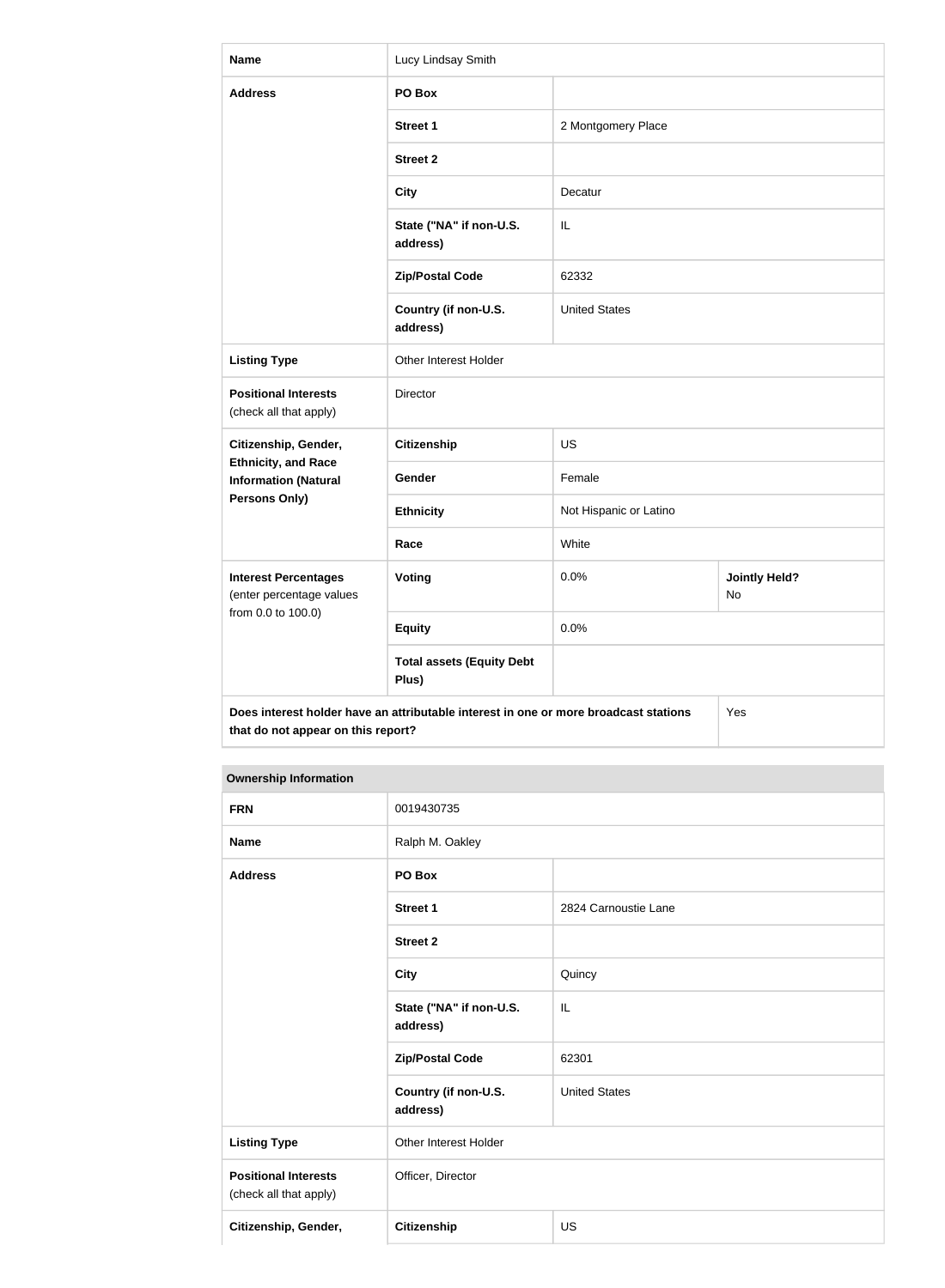| | | | |
|---|---|---|---|
| **Name** | Lucy Lindsay Smith | | |
| **Address** | **PO Box** | | |
| | **Street 1** | 2 Montgomery Place | |
| | **Street 2** | | |
| | **City** | Decatur | |
| | **State ("NA" if non-U.S. address)** | IL | |
| | **Zip/Postal Code** | 62332 | |
| | **Country (if non-U.S. address)** | United States | |
| **Listing Type** | Other Interest Holder | | |
| **Positional Interests** (check all that apply) | Director | | |
| **Citizenship, Gender, Ethnicity, and Race Information (Natural Persons Only)** | **Citizenship** | US | |
| | **Gender** | Female | |
| | **Ethnicity** | Not Hispanic or Latino | |
| | **Race** | White | |
| **Interest Percentages** (enter percentage values from 0.0 to 100.0) | **Voting** | 0.0% | **Jointly Held?** No |
| | **Equity** | 0.0% | |
| | **Total assets (Equity Debt Plus)** | | |
| **Does interest holder have an attributable interest in one or more broadcast stations that do not appear on this report?** | | | Yes |

| **Ownership Information** | | |
|---|---|---|
| **FRN** | 0019430735 | |
| **Name** | Ralph M. Oakley | |
| **Address** | **PO Box** | |
| | **Street 1** | 2824 Carnoustie Lane |
| | **Street 2** | |
| | **City** | Quincy |
| | **State ("NA" if non-U.S. address)** | IL |
| | **Zip/Postal Code** | 62301 |
| | **Country (if non-U.S. address)** | United States |
| **Listing Type** | Other Interest Holder | |
| **Positional Interests** (check all that apply) | Officer, Director | |
| **Citizenship, Gender,** | **Citizenship** | US |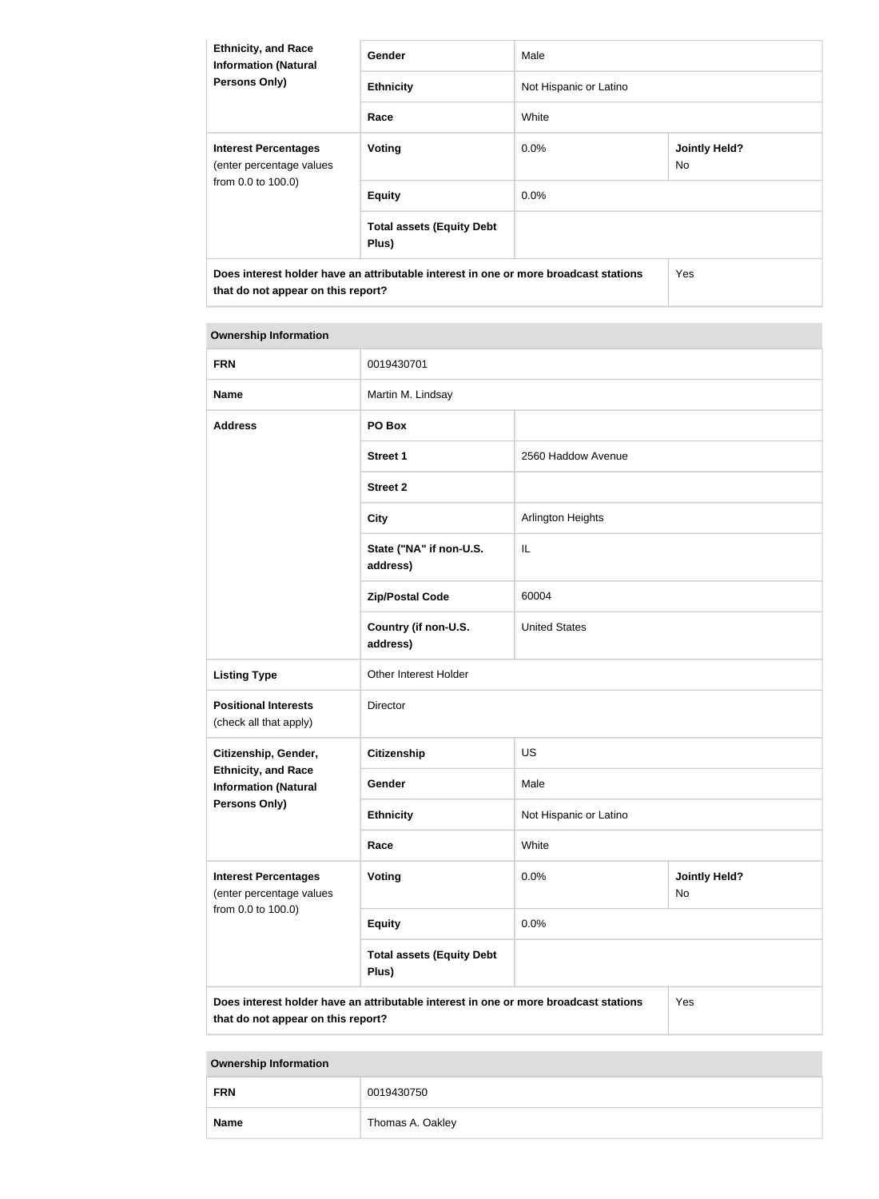| Ethnicity, and Race Information (Natural Persons Only) | Gender | Male | |
|---|---|---|---|
| | Ethnicity | Not Hispanic or Latino | |
| | Race | White | |
| **Interest Percentages** (enter percentage values from 0.0 to 100.0) | **Voting** | 0.0% | **Jointly Held?** No |
| | **Equity** | 0.0% | |
| | **Total assets (Equity Debt Plus)** | | |
| **Does interest holder have an attributable interest in one or more broadcast stations that do not appear on this report?** | | | Yes |

| Ownership Information | | | |
|---|---|---|---|
| **FRN** | 0019430701 | | |
| **Name** | Martin M. Lindsay | | |
| **Address** | **PO Box** | | |
| | **Street 1** | 2560 Haddow Avenue | |
| | **Street 2** | | |
| | **City** | Arlington Heights | |
| | **State ("NA" if non-U.S. address)** | IL | |
| | **Zip/Postal Code** | 60004 | |
| | **Country (if non-U.S. address)** | United States | |
| **Listing Type** | Other Interest Holder | | |
| **Positional Interests** (check all that apply) | Director | | |
| **Citizenship, Gender, Ethnicity, and Race Information (Natural Persons Only)** | **Citizenship** | US | |
| | **Gender** | Male | |
| | **Ethnicity** | Not Hispanic or Latino | |
| | **Race** | White | |
| **Interest Percentages** (enter percentage values from 0.0 to 100.0) | **Voting** | 0.0% | **Jointly Held?** No |
| | **Equity** | 0.0% | |
| | **Total assets (Equity Debt Plus)** | | |
| **Does interest holder have an attributable interest in one or more broadcast stations that do not appear on this report?** | | | Yes |

| Ownership Information | |
|---|---|
| **FRN** | 0019430750 |
| **Name** | Thomas A. Oakley |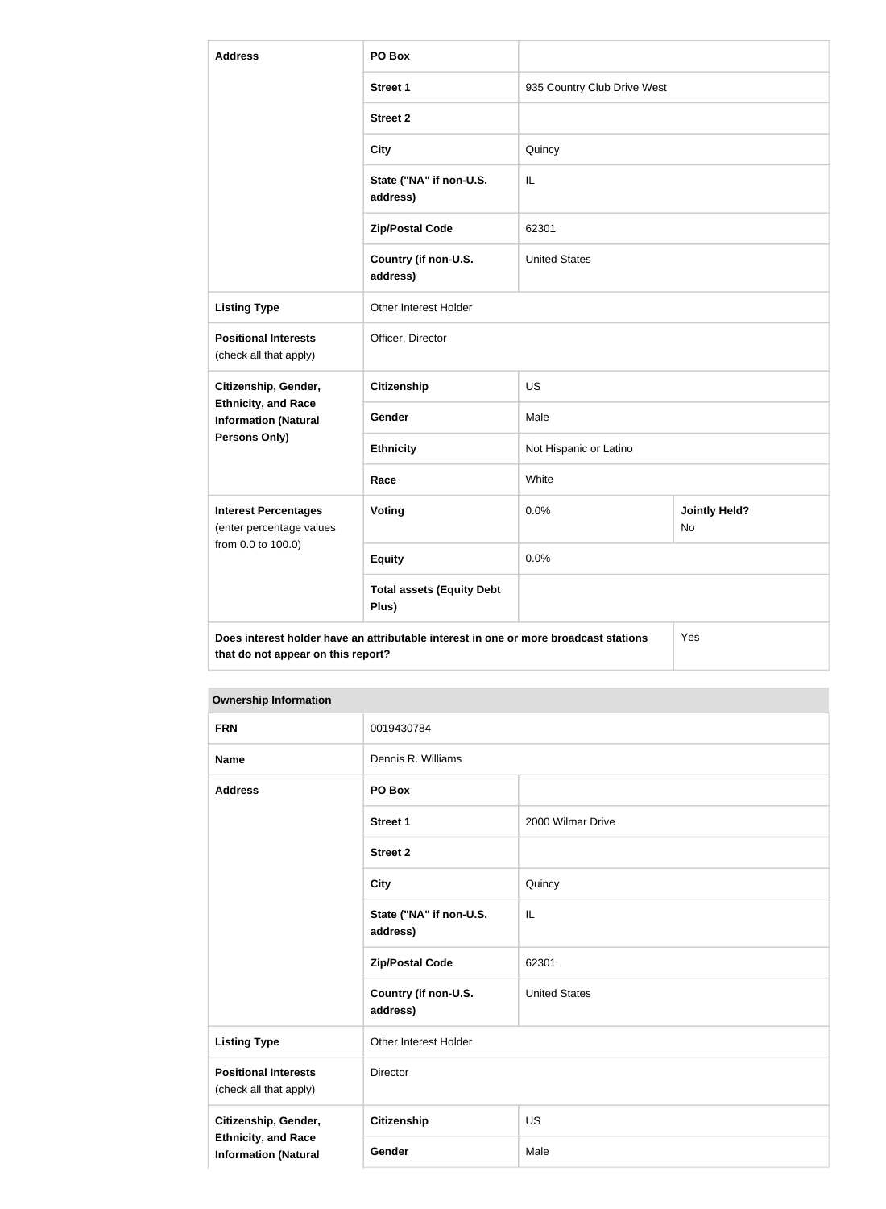| Address | PO Box | | |
|---|---|---|---|
| | Street 1 | 935 Country Club Drive West | |
| | Street 2 | | |
| | City | Quincy | |
| | State ("NA" if non-U.S. address) | IL | |
| | Zip/Postal Code | 62301 | |
| | Country (if non-U.S. address) | United States | |
| Listing Type | Other Interest Holder | | |
| Positional Interests (check all that apply) | Officer, Director | | |
| Citizenship, Gender, Ethnicity, and Race Information (Natural Persons Only) | Citizenship | US | |
| | Gender | Male | |
| | Ethnicity | Not Hispanic or Latino | |
| | Race | White | |
| Interest Percentages (enter percentage values from 0.0 to 100.0) | Voting | 0.0% | Jointly Held? No |
| | Equity | 0.0% | |
| | Total assets (Equity Debt Plus) | | |
| Does interest holder have an attributable interest in one or more broadcast stations that do not appear on this report? | | | Yes |

**Ownership Information**

| FRN | 0019430784 | |
|---|---|---|
| Name | Dennis R. Williams | |
| Address | PO Box | |
| | Street 1 | 2000 Wilmar Drive |
| | Street 2 | |
| | City | Quincy |
| | State ("NA" if non-U.S. address) | IL |
| | Zip/Postal Code | 62301 |
| | Country (if non-U.S. address) | United States |
| Listing Type | Other Interest Holder | |
| Positional Interests (check all that apply) | Director | |
| Citizenship, Gender, Ethnicity, and Race Information (Natural | Citizenship | US |
| | Gender | Male |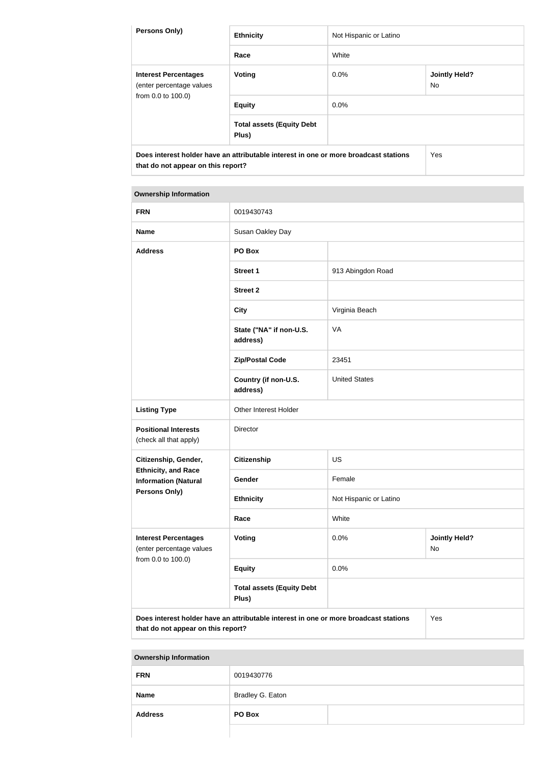| Persons Only) | Ethnicity | Not Hispanic or Latino | |
|---|---|---|---|
| | Race | White | |
| Interest Percentages (enter percentage values from 0.0 to 100.0) | Voting | 0.0% | Jointly Held? No |
| | Equity | 0.0% | |
| | Total assets (Equity Debt Plus) | | |
| Does interest holder have an attributable interest in one or more broadcast stations that do not appear on this report? | | | Yes |

| Ownership Information | | | |
|---|---|---|---|
| FRN | 0019430743 | | |
| Name | Susan Oakley Day | | |
| Address | PO Box | | |
| | Street 1 | 913 Abingdon Road | |
| | Street 2 | | |
| | City | Virginia Beach | |
| | State ("NA" if non-U.S. address) | VA | |
| | Zip/Postal Code | 23451 | |
| | Country (if non-U.S. address) | United States | |
| Listing Type | Other Interest Holder | | |
| Positional Interests (check all that apply) | Director | | |
| Citizenship, Gender, Ethnicity, and Race Information (Natural Persons Only) | Citizenship | US | |
| | Gender | Female | |
| | Ethnicity | Not Hispanic or Latino | |
| | Race | White | |
| Interest Percentages (enter percentage values from 0.0 to 100.0) | Voting | 0.0% | Jointly Held? No |
| | Equity | 0.0% | |
| | Total assets (Equity Debt Plus) | | |
| Does interest holder have an attributable interest in one or more broadcast stations that do not appear on this report? | | | Yes |

| Ownership Information | | |
|---|---|---|
| FRN | 0019430776 | |
| Name | Bradley G. Eaton | |
| Address | PO Box | |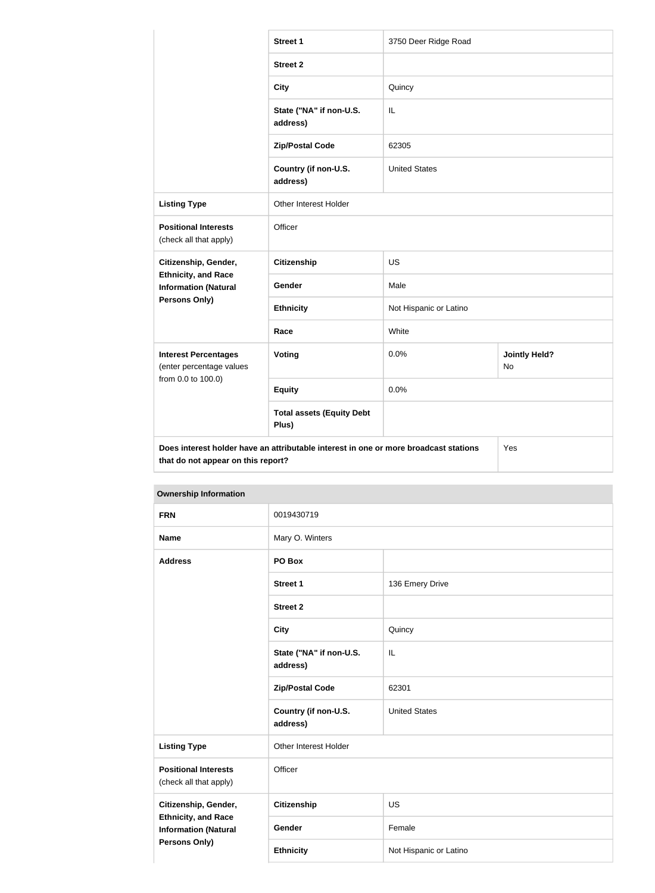| | | | |
|---|---|---|---|
| | **Street 1** | 3750 Deer Ridge Road | |
| | **Street 2** | | |
| | **City** | Quincy | |
| | **State ("NA" if non-U.S. address)** | IL | |
| | **Zip/Postal Code** | 62305 | |
| | **Country (if non-U.S. address)** | United States | |
| **Listing Type** | Other Interest Holder | | |
| **Positional Interests** (check all that apply) | Officer | | |
| **Citizenship, Gender, Ethnicity, and Race Information (Natural Persons Only)** | **Citizenship** | US | |
| | **Gender** | Male | |
| | **Ethnicity** | Not Hispanic or Latino | |
| | **Race** | White | |
| **Interest Percentages** (enter percentage values from 0.0 to 100.0) | **Voting** | 0.0% | **Jointly Held?** No |
| | **Equity** | 0.0% | |
| | **Total assets (Equity Debt Plus)** | | |
| **Does interest holder have an attributable interest in one or more broadcast stations that do not appear on this report?** | | | Yes |

**Ownership Information**

| | | |
|---|---|---|
| **FRN** | 0019430719 | |
| **Name** | Mary O. Winters | |
| **Address** | **PO Box** | |
| | **Street 1** | 136 Emery Drive |
| | **Street 2** | |
| | **City** | Quincy |
| | **State ("NA" if non-U.S. address)** | IL |
| | **Zip/Postal Code** | 62301 |
| | **Country (if non-U.S. address)** | United States |
| **Listing Type** | Other Interest Holder | |
| **Positional Interests** (check all that apply) | Officer | |
| **Citizenship, Gender, Ethnicity, and Race Information (Natural Persons Only)** | **Citizenship** | US |
| | **Gender** | Female |
| | **Ethnicity** | Not Hispanic or Latino |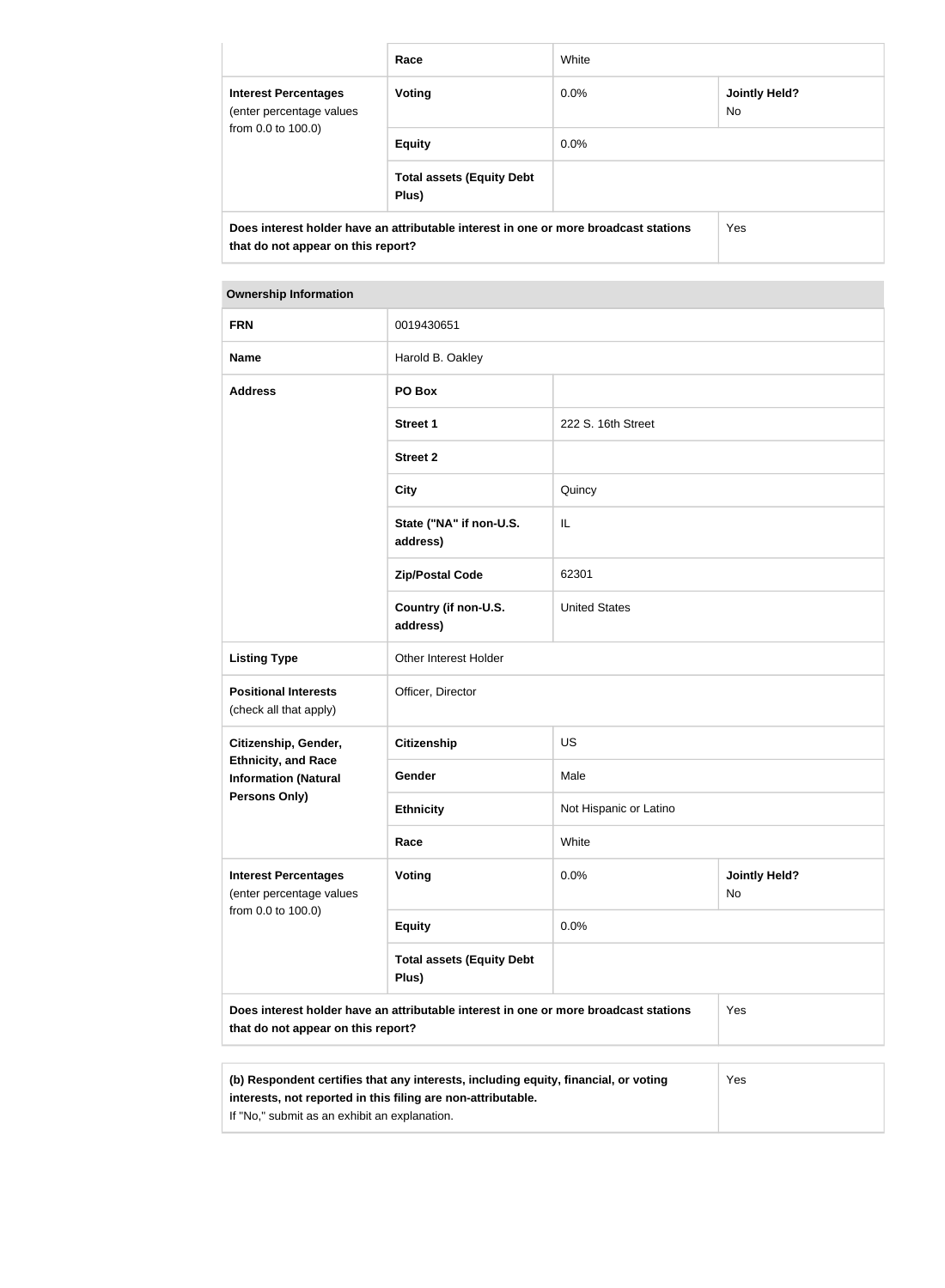| | | | |
|---|---|---|---|
| | Race | White | |
| **Interest Percentages** (enter percentage values from 0.0 to 100.0) | **Voting** | 0.0% | **Jointly Held?** No |
| | **Equity** | 0.0% | |
| | **Total assets (Equity Debt Plus)** | | |
| **Does interest holder have an attributable interest in one or more broadcast stations that do not appear on this report?** | | | Yes |

| **Ownership Information** | | | |
|---|---|---|---|
| **FRN** | 0019430651 | | |
| **Name** | Harold B. Oakley | | |
| **Address** | **PO Box** | | |
| | **Street 1** | 222 S. 16th Street | |
| | **Street 2** | | |
| | **City** | Quincy | |
| | **State ("NA" if non-U.S. address)** | IL | |
| | **Zip/Postal Code** | 62301 | |
| | **Country (if non-U.S. address)** | United States | |
| **Listing Type** | Other Interest Holder | | |
| **Positional Interests** (check all that apply) | Officer, Director | | |
| **Citizenship, Gender, Ethnicity, and Race Information (Natural Persons Only)** | **Citizenship** | US | |
| | **Gender** | Male | |
| | **Ethnicity** | Not Hispanic or Latino | |
| | **Race** | White | |
| **Interest Percentages** (enter percentage values from 0.0 to 100.0) | **Voting** | 0.0% | **Jointly Held?** No |
| | **Equity** | 0.0% | |
| | **Total assets (Equity Debt Plus)** | | |
| **Does interest holder have an attributable interest in one or more broadcast stations that do not appear on this report?** | | | Yes |

| | |
|---|---|
| **(b) Respondent certifies that any interests, including equity, financial, or voting interests, not reported in this filing are non-attributable.** If "No," submit as an exhibit an explanation. | Yes |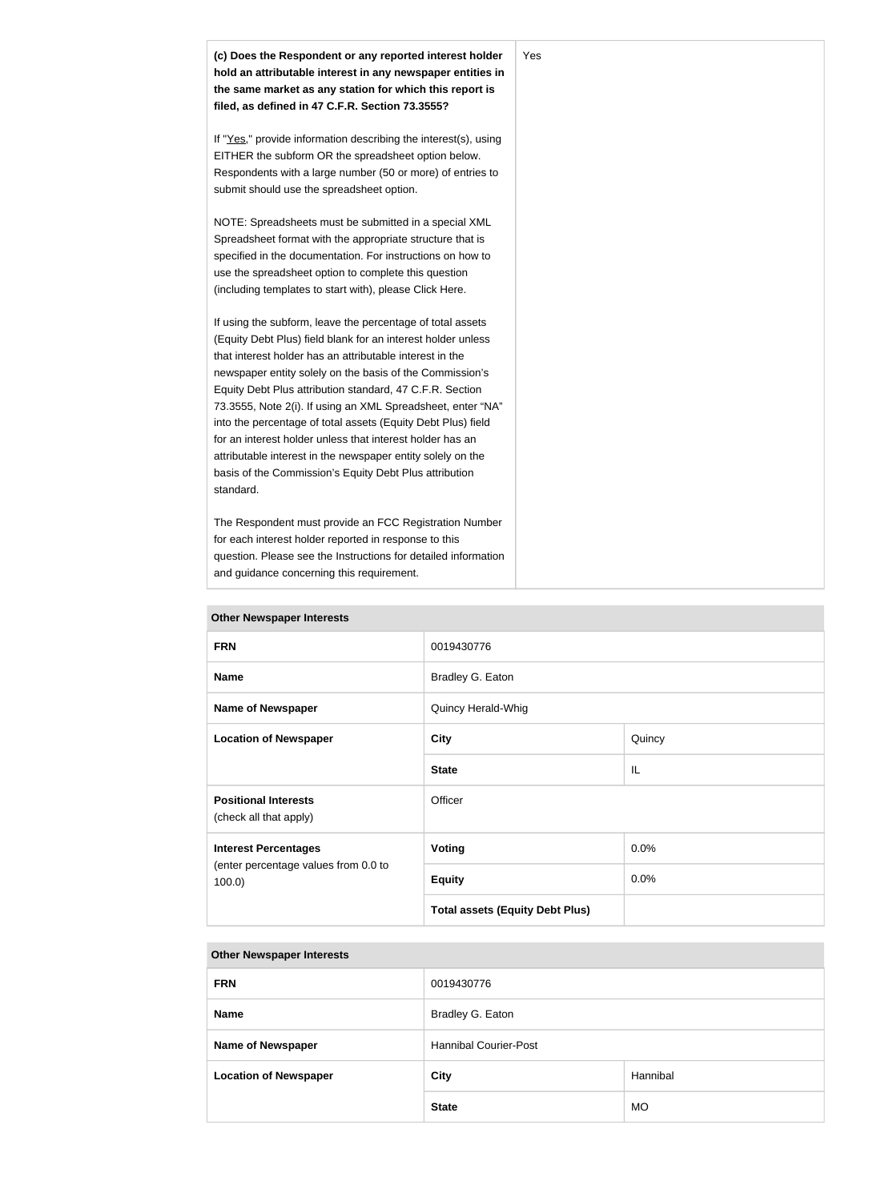| **(c) Does the Respondent or any reported interest holder hold an attributable interest in any newspaper entities in the same market as any station for which this report is filed, as defined in 47 C.F.R. Section 73.3555?**<br><br>If "Yes," provide information describing the interest(s), using EITHER the subform OR the spreadsheet option below. Respondents with a large number (50 or more) of entries to submit should use the spreadsheet option.<br><br>NOTE: Spreadsheets must be submitted in a special XML Spreadsheet format with the appropriate structure that is specified in the documentation. For instructions on how to use the spreadsheet option to complete this question (including templates to start with), please Click Here.<br><br>If using the subform, leave the percentage of total assets (Equity Debt Plus) field blank for an interest holder unless that interest holder has an attributable interest in the newspaper entity solely on the basis of the Commission's Equity Debt Plus attribution standard, 47 C.F.R. Section 73.3555, Note 2(i). If using an XML Spreadsheet, enter "NA" into the percentage of total assets (Equity Debt Plus) field for an interest holder unless that interest holder has an attributable interest in the newspaper entity solely on the basis of the Commission's Equity Debt Plus attribution standard.<br><br>The Respondent must provide an FCC Registration Number for each interest holder reported in response to this question. Please see the Instructions for detailed information and guidance concerning this requirement. | Yes |
|---|---|

**Other Newspaper Interests**

| **FRN** | 0019430776 | |
|---|---|---|
| **Name** | Bradley G. Eaton | |
| **Name of Newspaper** | Quincy Herald-Whig | |
| **Location of Newspaper** | **City** | Quincy |
| | **State** | IL |
| **Positional Interests** (check all that apply) | Officer | |
| **Interest Percentages** (enter percentage values from 0.0 to 100.0) | **Voting** | 0.0% |
| | **Equity** | 0.0% |
| | **Total assets (Equity Debt Plus)** | |

**Other Newspaper Interests**

| **FRN** | 0019430776 | |
|---|---|---|
| **Name** | Bradley G. Eaton | |
| **Name of Newspaper** | Hannibal Courier-Post | |
| **Location of Newspaper** | **City** | Hannibal |
| | **State** | MO |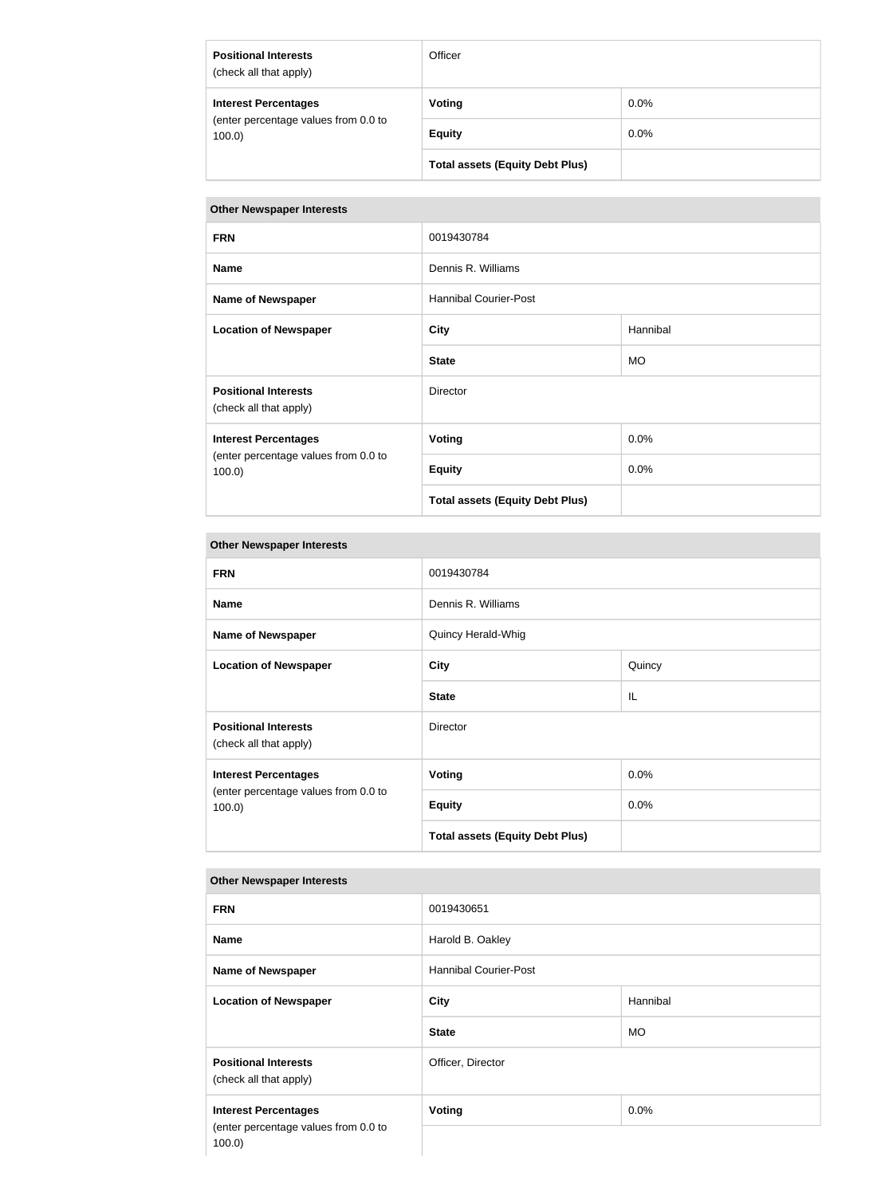| Positional Interests (check all that apply) | Officer | |
|---|---|---|
| Interest Percentages (enter percentage values from 0.0 to 100.0) | Voting | 0.0% |
| | Equity | 0.0% |
| | Total assets (Equity Debt Plus) | |

| Other Newspaper Interests | | |
|---|---|---|
| FRN | 0019430784 | |
| Name | Dennis R. Williams | |
| Name of Newspaper | Hannibal Courier-Post | |
| Location of Newspaper | City | Hannibal |
| | State | MO |
| Positional Interests (check all that apply) | Director | |
| Interest Percentages (enter percentage values from 0.0 to 100.0) | Voting | 0.0% |
| | Equity | 0.0% |
| | Total assets (Equity Debt Plus) | |

| Other Newspaper Interests | | |
|---|---|---|
| FRN | 0019430784 | |
| Name | Dennis R. Williams | |
| Name of Newspaper | Quincy Herald-Whig | |
| Location of Newspaper | City | Quincy |
| | State | IL |
| Positional Interests (check all that apply) | Director | |
| Interest Percentages (enter percentage values from 0.0 to 100.0) | Voting | 0.0% |
| | Equity | 0.0% |
| | Total assets (Equity Debt Plus) | |

| Other Newspaper Interests | | |
|---|---|---|
| FRN | 0019430651 | |
| Name | Harold B. Oakley | |
| Name of Newspaper | Hannibal Courier-Post | |
| Location of Newspaper | City | Hannibal |
| | State | MO |
| Positional Interests (check all that apply) | Officer, Director | |
| Interest Percentages (enter percentage values from 0.0 to 100.0) | Voting | 0.0% |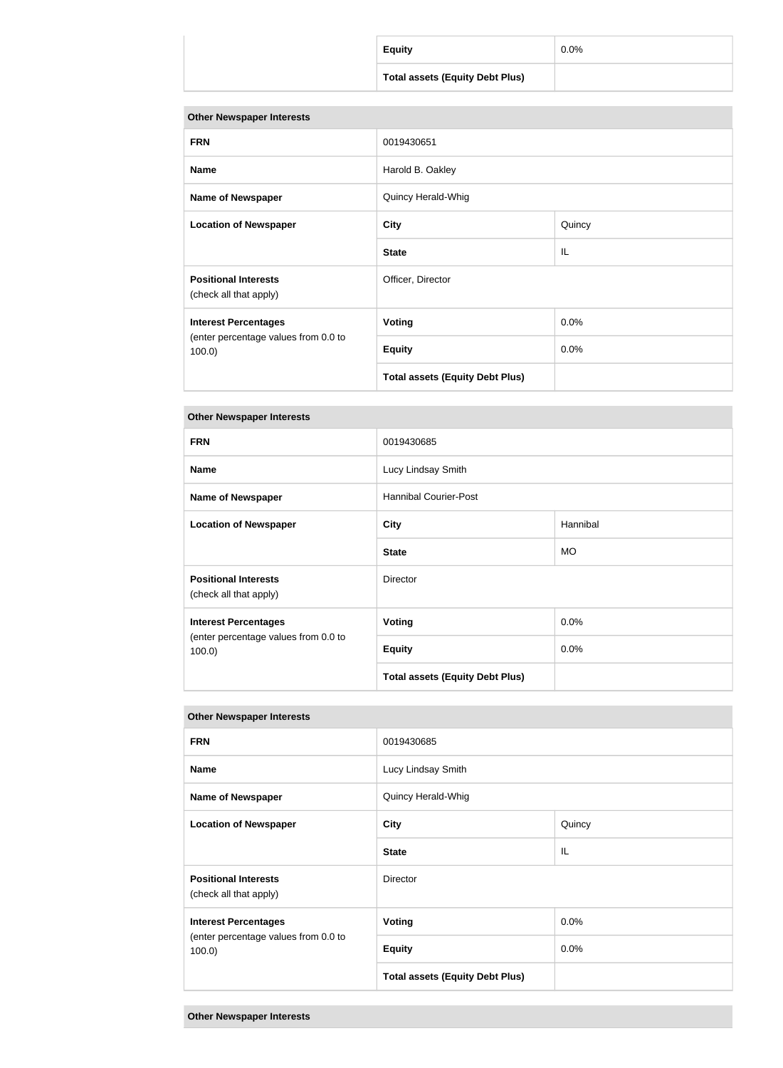| | | |
|---|---|---|
| | **Equity** | 0.0% |
| | **Total assets (Equity Debt Plus)** | |

| **Other Newspaper Interests** | | |
|---|---|---|
| **FRN** | 0019430651 | |
| **Name** | Harold B. Oakley | |
| **Name of Newspaper** | Quincy Herald-Whig | |
| **Location of Newspaper** | **City** | Quincy |
| | **State** | IL |
| **Positional Interests** (check all that apply) | Officer, Director | |
| **Interest Percentages** (enter percentage values from 0.0 to 100.0) | **Voting** | 0.0% |
| | **Equity** | 0.0% |
| | **Total assets (Equity Debt Plus)** | |

| **Other Newspaper Interests** | | |
|---|---|---|
| **FRN** | 0019430685 | |
| **Name** | Lucy Lindsay Smith | |
| **Name of Newspaper** | Hannibal Courier-Post | |
| **Location of Newspaper** | **City** | Hannibal |
| | **State** | MO |
| **Positional Interests** (check all that apply) | Director | |
| **Interest Percentages** (enter percentage values from 0.0 to 100.0) | **Voting** | 0.0% |
| | **Equity** | 0.0% |
| | **Total assets (Equity Debt Plus)** | |

| **Other Newspaper Interests** | | |
|---|---|---|
| **FRN** | 0019430685 | |
| **Name** | Lucy Lindsay Smith | |
| **Name of Newspaper** | Quincy Herald-Whig | |
| **Location of Newspaper** | **City** | Quincy |
| | **State** | IL |
| **Positional Interests** (check all that apply) | Director | |
| **Interest Percentages** (enter percentage values from 0.0 to 100.0) | **Voting** | 0.0% |
| | **Equity** | 0.0% |
| | **Total assets (Equity Debt Plus)** | |

| **Other Newspaper Interests** |
|---|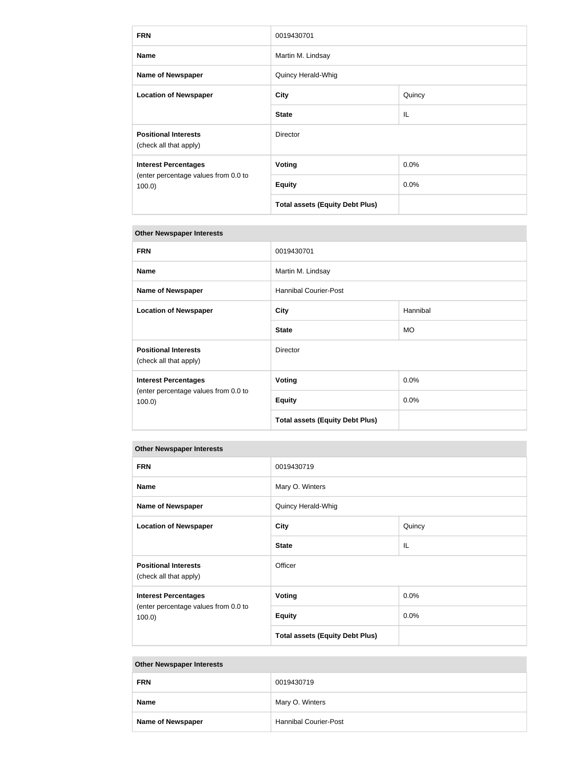| FRN | 0019430701 | |
|---|---|---|
| **Name** | Martin M. Lindsay | |
| **Name of Newspaper** | Quincy Herald-Whig | |
| **Location of Newspaper** | **City** | Quincy |
| | **State** | IL |
| **Positional Interests** (check all that apply) | Director | |
| **Interest Percentages** (enter percentage values from 0.0 to 100.0) | **Voting** | 0.0% |
| | **Equity** | 0.0% |
| | **Total assets (Equity Debt Plus)** | |

**Other Newspaper Interests**

| FRN | 0019430701 | |
|---|---|---|
| **Name** | Martin M. Lindsay | |
| **Name of Newspaper** | Hannibal Courier-Post | |
| **Location of Newspaper** | **City** | Hannibal |
| | **State** | MO |
| **Positional Interests** (check all that apply) | Director | |
| **Interest Percentages** (enter percentage values from 0.0 to 100.0) | **Voting** | 0.0% |
| | **Equity** | 0.0% |
| | **Total assets (Equity Debt Plus)** | |

**Other Newspaper Interests**

| FRN | 0019430719 | |
|---|---|---|
| **Name** | Mary O. Winters | |
| **Name of Newspaper** | Quincy Herald-Whig | |
| **Location of Newspaper** | **City** | Quincy |
| | **State** | IL |
| **Positional Interests** (check all that apply) | Officer | |
| **Interest Percentages** (enter percentage values from 0.0 to 100.0) | **Voting** | 0.0% |
| | **Equity** | 0.0% |
| | **Total assets (Equity Debt Plus)** | |

**Other Newspaper Interests**

| FRN | 0019430719 |
|---|---|
| **Name** | Mary O. Winters |
| **Name of Newspaper** | Hannibal Courier-Post |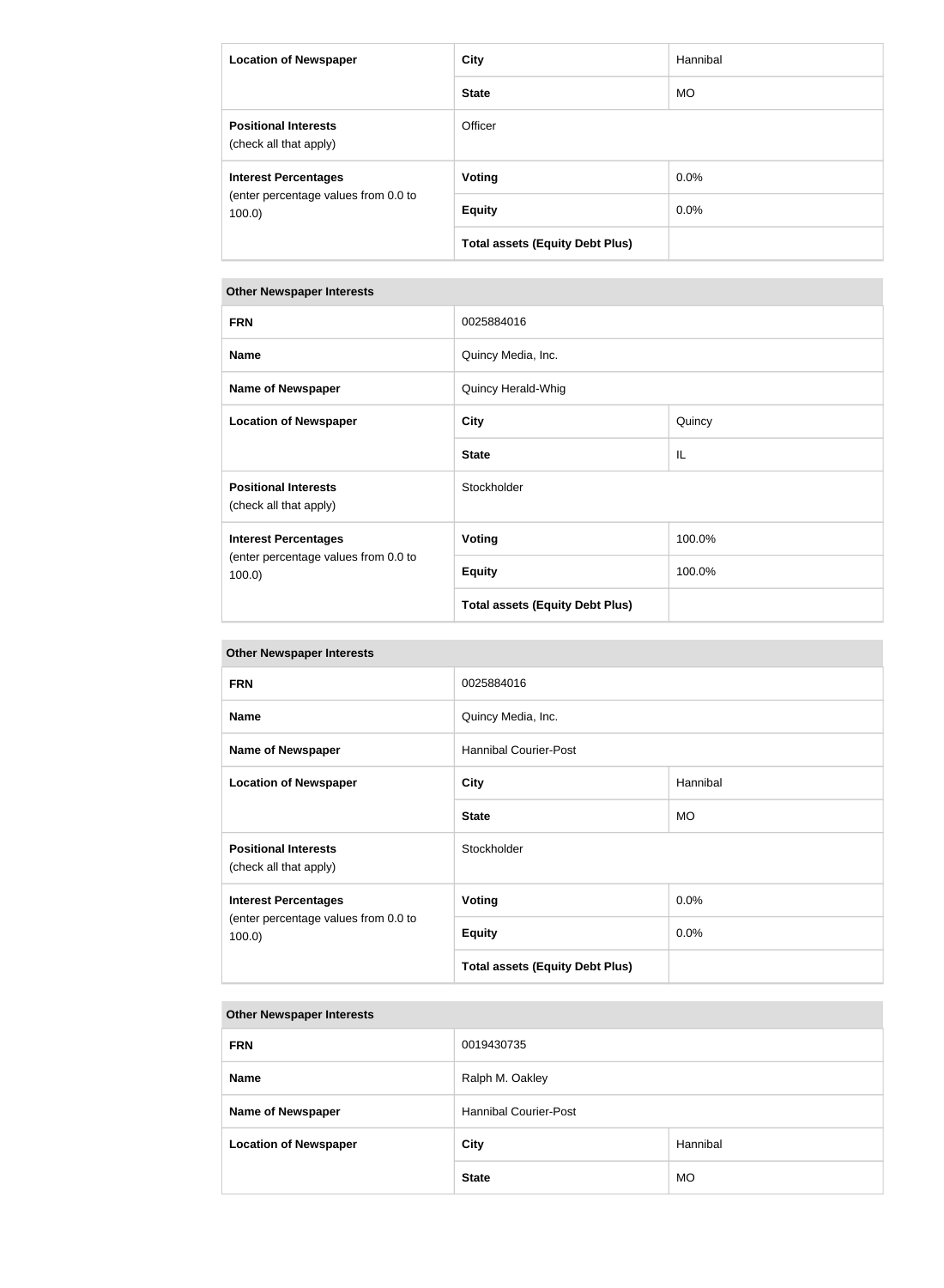| Location of Newspaper | City | Hannibal |
|---|---|---|
| | State | MO |
| Positional Interests (check all that apply) | Officer | |
| Interest Percentages (enter percentage values from 0.0 to 100.0) | Voting | 0.0% |
| | Equity | 0.0% |
| | Total assets (Equity Debt Plus) | |

| Other Newspaper Interests | | |
|---|---|---|
| FRN | 0025884016 | |
| Name | Quincy Media, Inc. | |
| Name of Newspaper | Quincy Herald-Whig | |
| Location of Newspaper | City | Quincy |
| | State | IL |
| Positional Interests (check all that apply) | Stockholder | |
| Interest Percentages (enter percentage values from 0.0 to 100.0) | Voting | 100.0% |
| | Equity | 100.0% |
| | Total assets (Equity Debt Plus) | |

| Other Newspaper Interests | | |
|---|---|---|
| FRN | 0025884016 | |
| Name | Quincy Media, Inc. | |
| Name of Newspaper | Hannibal Courier-Post | |
| Location of Newspaper | City | Hannibal |
| | State | MO |
| Positional Interests (check all that apply) | Stockholder | |
| Interest Percentages (enter percentage values from 0.0 to 100.0) | Voting | 0.0% |
| | Equity | 0.0% |
| | Total assets (Equity Debt Plus) | |

| Other Newspaper Interests | | |
|---|---|---|
| FRN | 0019430735 | |
| Name | Ralph M. Oakley | |
| Name of Newspaper | Hannibal Courier-Post | |
| Location of Newspaper | City | Hannibal |
| | State | MO |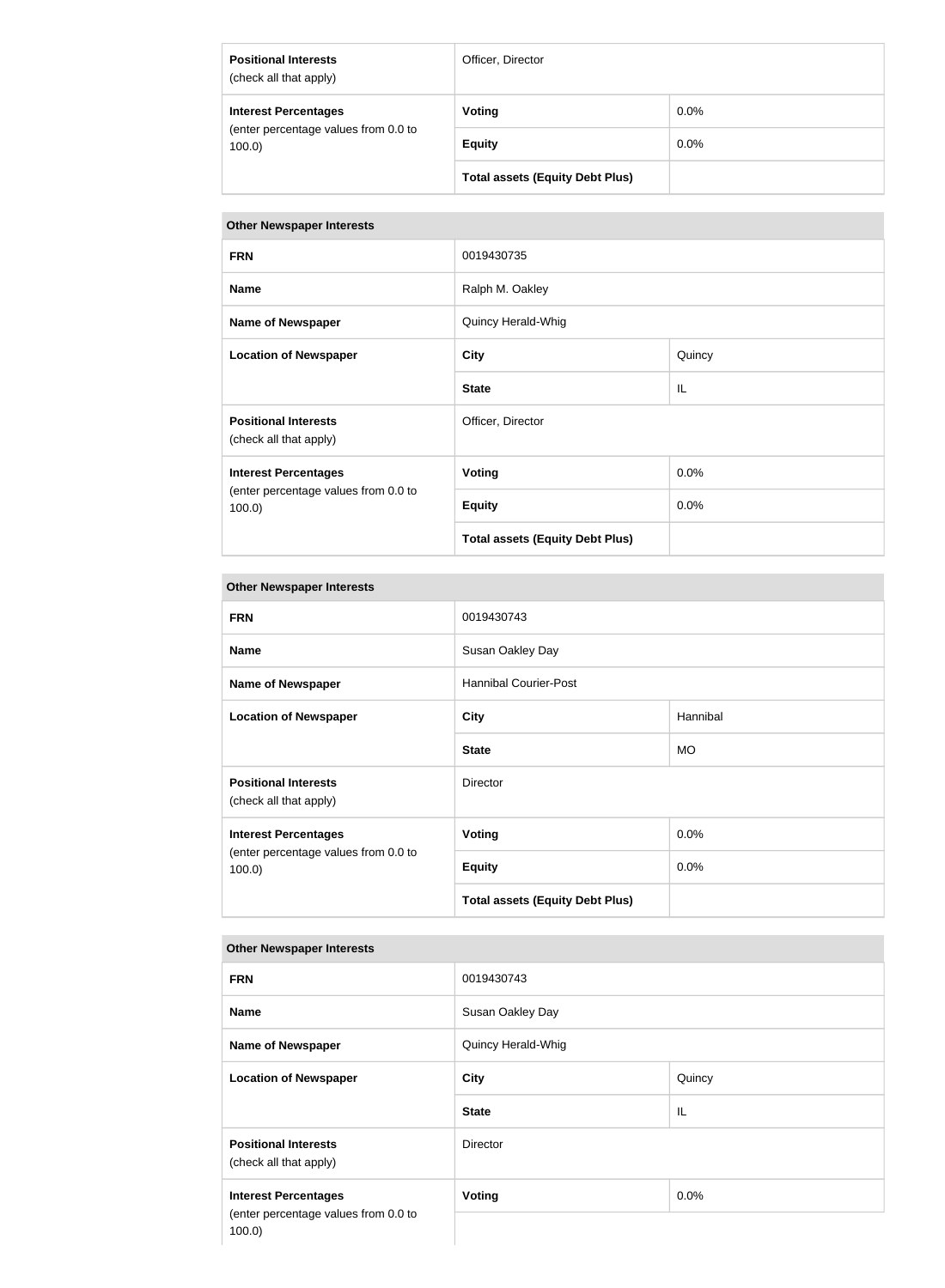| | | |
|---|---|---|
| **Positional Interests** (check all that apply) | Officer, Director | |
| **Interest Percentages** (enter percentage values from 0.0 to 100.0) | **Voting** | 0.0% |
| | **Equity** | 0.0% |
| | **Total assets (Equity Debt Plus)** | |

| **Other Newspaper Interests** | | |
|---|---|---|
| **FRN** | 0019430735 | |
| **Name** | Ralph M. Oakley | |
| **Name of Newspaper** | Quincy Herald-Whig | |
| **Location of Newspaper** | **City** | Quincy |
| | **State** | IL |
| **Positional Interests** (check all that apply) | Officer, Director | |
| **Interest Percentages** (enter percentage values from 0.0 to 100.0) | **Voting** | 0.0% |
| | **Equity** | 0.0% |
| | **Total assets (Equity Debt Plus)** | |

| **Other Newspaper Interests** | | |
|---|---|---|
| **FRN** | 0019430743 | |
| **Name** | Susan Oakley Day | |
| **Name of Newspaper** | Hannibal Courier-Post | |
| **Location of Newspaper** | **City** | Hannibal |
| | **State** | MO |
| **Positional Interests** (check all that apply) | Director | |
| **Interest Percentages** (enter percentage values from 0.0 to 100.0) | **Voting** | 0.0% |
| | **Equity** | 0.0% |
| | **Total assets (Equity Debt Plus)** | |

| **Other Newspaper Interests** | | |
|---|---|---|
| **FRN** | 0019430743 | |
| **Name** | Susan Oakley Day | |
| **Name of Newspaper** | Quincy Herald-Whig | |
| **Location of Newspaper** | **City** | Quincy |
| | **State** | IL |
| **Positional Interests** (check all that apply) | Director | |
| **Interest Percentages** (enter percentage values from 0.0 to 100.0) | **Voting** | 0.0% |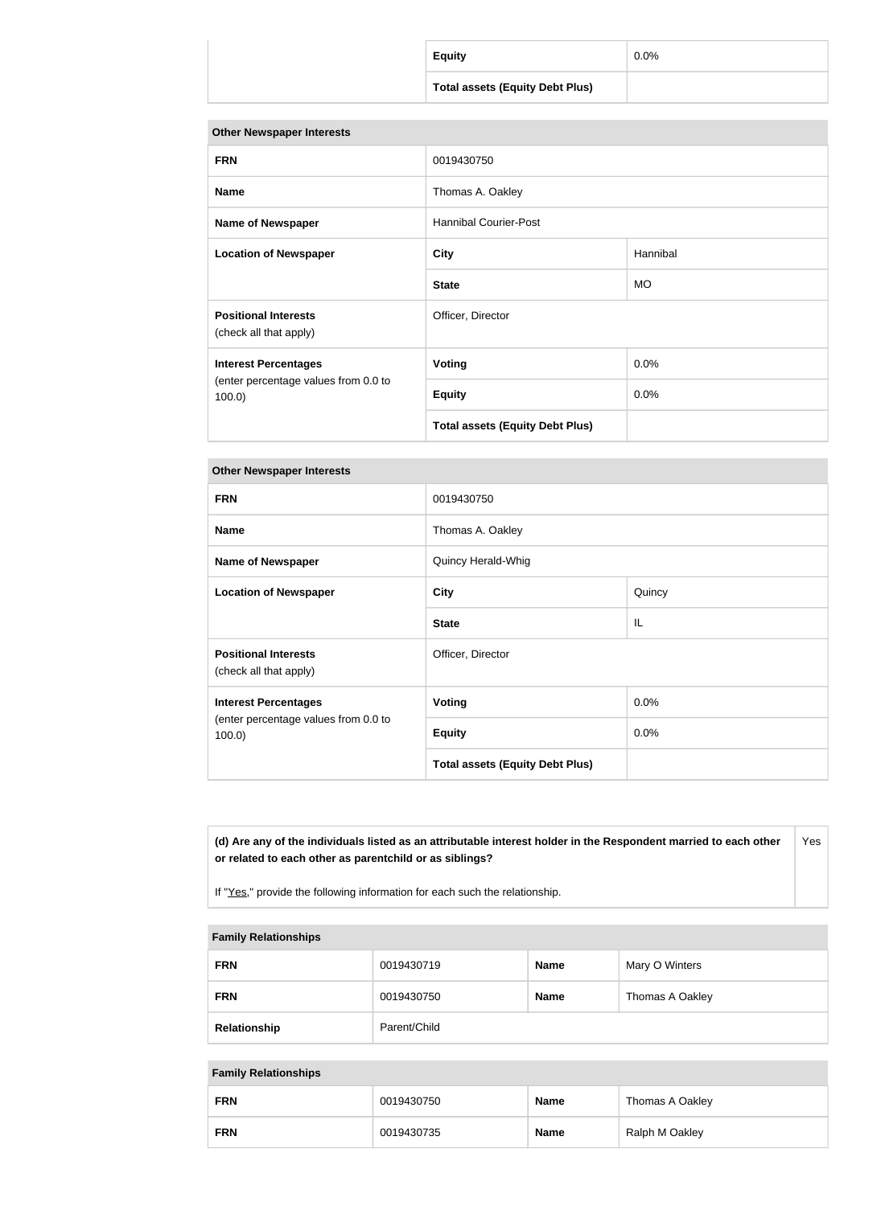| | | |
|---|---|---|
| | **Equity** | 0.0% |
| | **Total assets (Equity Debt Plus)** | |

| **Other Newspaper Interests** | | |
|---|---|---|
| **FRN** | 0019430750 | |
| **Name** | Thomas A. Oakley | |
| **Name of Newspaper** | Hannibal Courier-Post | |
| **Location of Newspaper** | **City** | Hannibal |
| | **State** | MO |
| **Positional Interests** (check all that apply) | Officer, Director | |
| **Interest Percentages** (enter percentage values from 0.0 to 100.0) | **Voting** | 0.0% |
| | **Equity** | 0.0% |
| | **Total assets (Equity Debt Plus)** | |

| **Other Newspaper Interests** | | |
|---|---|---|
| **FRN** | 0019430750 | |
| **Name** | Thomas A. Oakley | |
| **Name of Newspaper** | Quincy Herald-Whig | |
| **Location of Newspaper** | **City** | Quincy |
| | **State** | IL |
| **Positional Interests** (check all that apply) | Officer, Director | |
| **Interest Percentages** (enter percentage values from 0.0 to 100.0) | **Voting** | 0.0% |
| | **Equity** | 0.0% |
| | **Total assets (Equity Debt Plus)** | |

| | |
|---|---|
| **(d) Are any of the individuals listed as an attributable interest holder in the Respondent married to each other or related to each other as parentchild or as siblings?**<br><br>If "Yes," provide the following information for each such the relationship. | Yes |

| **Family Relationships** | | | |
|---|---|---|---|
| **FRN** | 0019430719 | **Name** | Mary O Winters |
| **FRN** | 0019430750 | **Name** | Thomas A Oakley |
| **Relationship** | Parent/Child | | |

| **Family Relationships** | | | |
|---|---|---|---|
| **FRN** | 0019430750 | **Name** | Thomas A Oakley |
| **FRN** | 0019430735 | **Name** | Ralph M Oakley |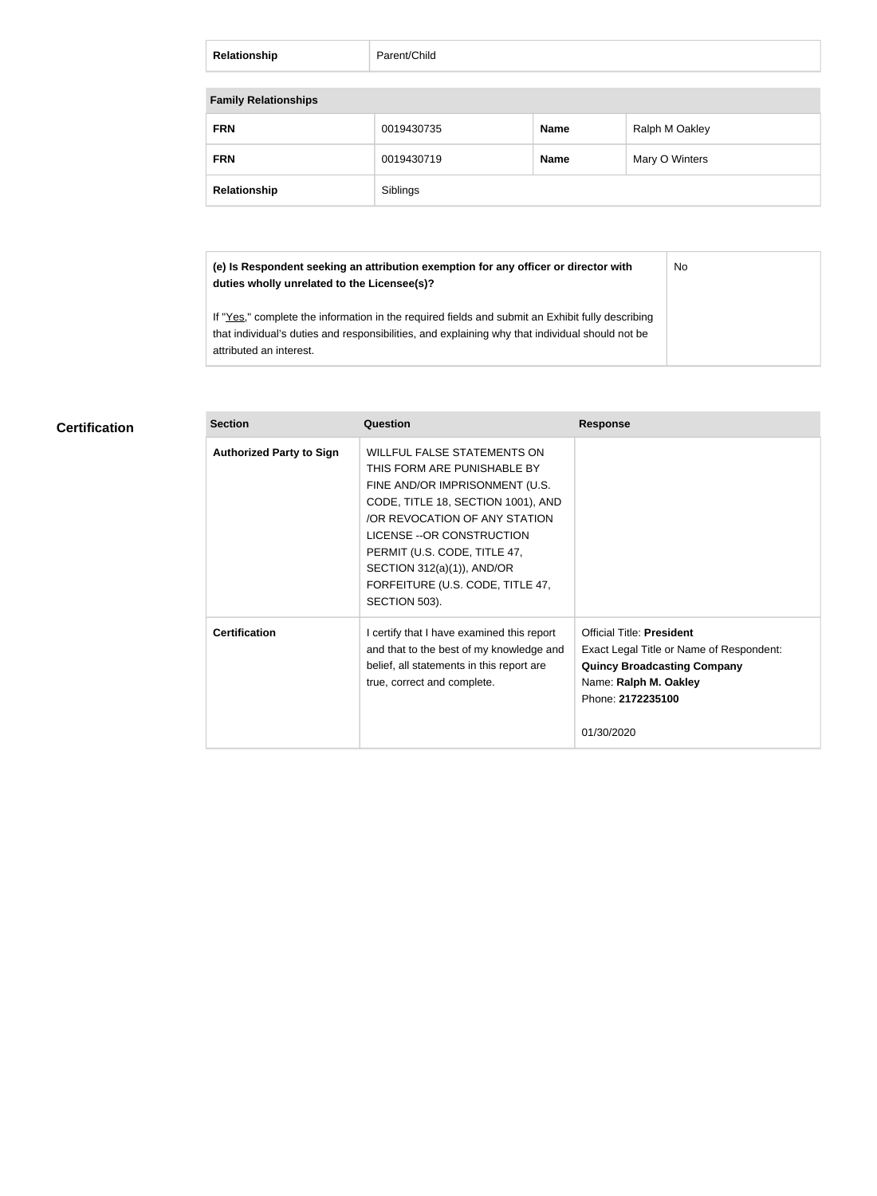| | |
|---|---|
| **Relationship** | Parent/Child |

| **Family Relationships** | | | |
|---|---|---|---|
| **FRN** | 0019430735 | **Name** | Ralph M Oakley |
| **FRN** | 0019430719 | **Name** | Mary O Winters |
| **Relationship** | Siblings | | |

| | |
|---|---|
| **(e) Is Respondent seeking an attribution exemption for any officer or director with duties wholly unrelated to the Licensee(s)?**<br><br>If "Yes," complete the information in the required fields and submit an Exhibit fully describing that individual's duties and responsibilities, and explaining why that individual should not be attributed an interest. | No |

## Certification

| Section | Question | Response |
|---|---|---|
| **Authorized Party to Sign** | WILLFUL FALSE STATEMENTS ON THIS FORM ARE PUNISHABLE BY FINE AND/OR IMPRISONMENT (U.S. CODE, TITLE 18, SECTION 1001), AND /OR REVOCATION OF ANY STATION LICENSE --OR CONSTRUCTION PERMIT (U.S. CODE, TITLE 47, SECTION 312(a)(1)), AND/OR FORFEITURE (U.S. CODE, TITLE 47, SECTION 503). | |
| **Certification** | I certify that I have examined this report and that to the best of my knowledge and belief, all statements in this report are true, correct and complete. | Official Title: **President**<br>Exact Legal Title or Name of Respondent: **Quincy Broadcasting Company**<br>Name: **Ralph M. Oakley**<br>Phone: **2172235100**<br><br>01/30/2020 |